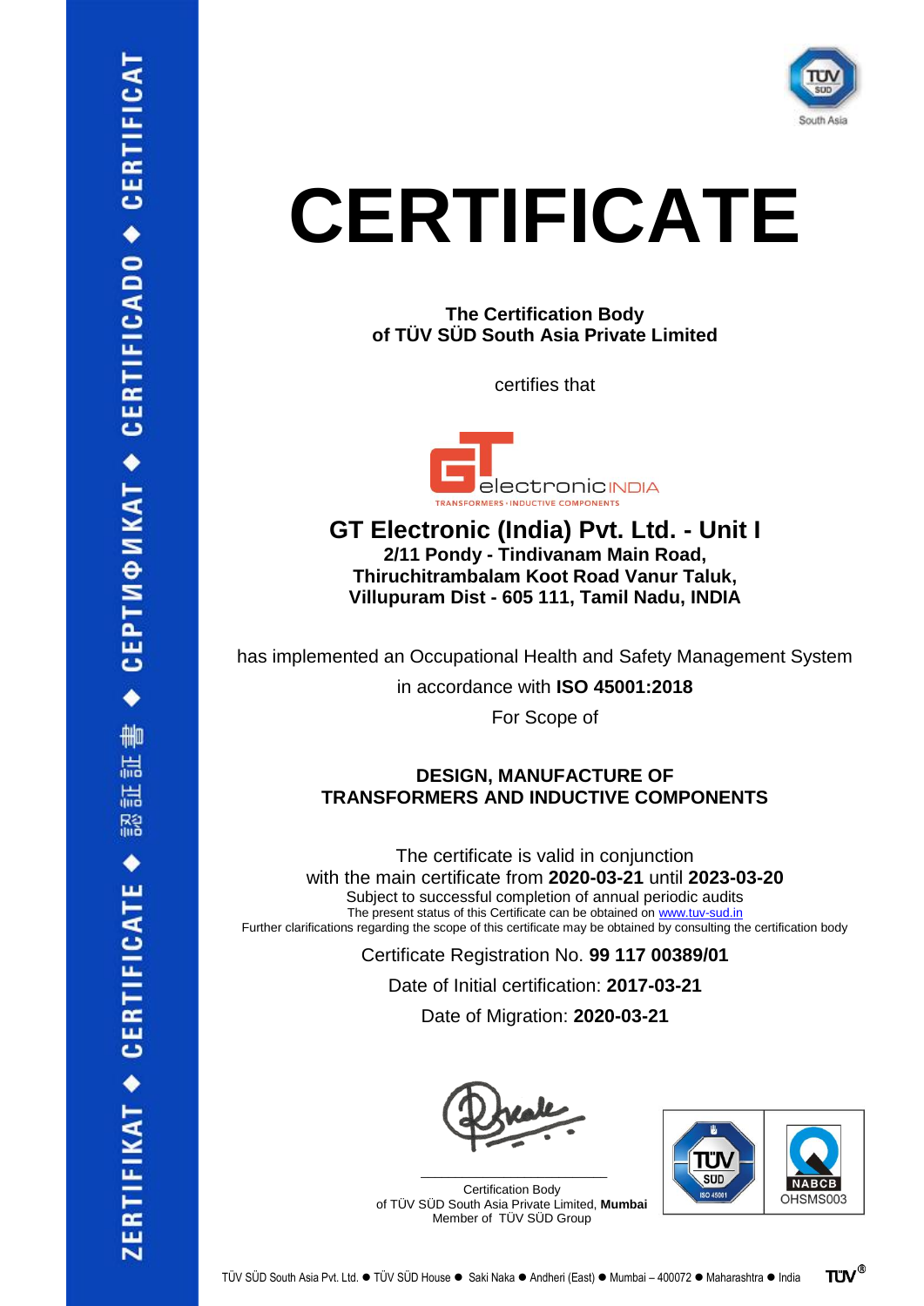ZERTIFIKAT ◆ CERTIFICATE ◆ 認証書 ◆ СЕРТИФИКАТ ◆ CERTIFICADO ◆ CERTIFICAT

TÜV SÜD South Asia

# CERTIFICATE

**The Certification Body**
**of TÜV SÜD South Asia Private Limited**

certifies that

GT electronic INDIA
TRANSFORMERS • INDUCTIVE COMPONENTS

## GT Electronic (India) Pvt. Ltd. - Unit I

**2/11 Pondy - Tindivanam Main Road,**
**Thiruchitrambalam Koot Road Vanur Taluk,**
**Villupuram Dist - 605 111, Tamil Nadu, INDIA**

has implemented an Occupational Health and Safety Management System

in accordance with **ISO 45001:2018**

For Scope of

**DESIGN, MANUFACTURE OF**
**TRANSFORMERS AND INDUCTIVE COMPONENTS**

The certificate is valid in conjunction
with the main certificate from **2020-03-21** until **2023-03-20**
Subject to successful completion of annual periodic audits
The present status of this Certificate can be obtained on www.tuv-sud.in
Further clarifications regarding the scope of this certificate may be obtained by consulting the certification body

Certificate Registration No. **99 117 00389/01**

Date of Initial certification: **2017-03-21**

Date of Migration: **2020-03-21**

Certification Body
of TÜV SÜD South Asia Private Limited, **Mumbai**
Member of TÜV SÜD Group

TÜV SÜD ISO 45001 | NABCB OHSMS003

TÜV SÜD South Asia Pvt. Ltd. ● TÜV SÜD House ● Saki Naka ● Andheri (East) ● Mumbai – 400072 ● Maharashtra ● India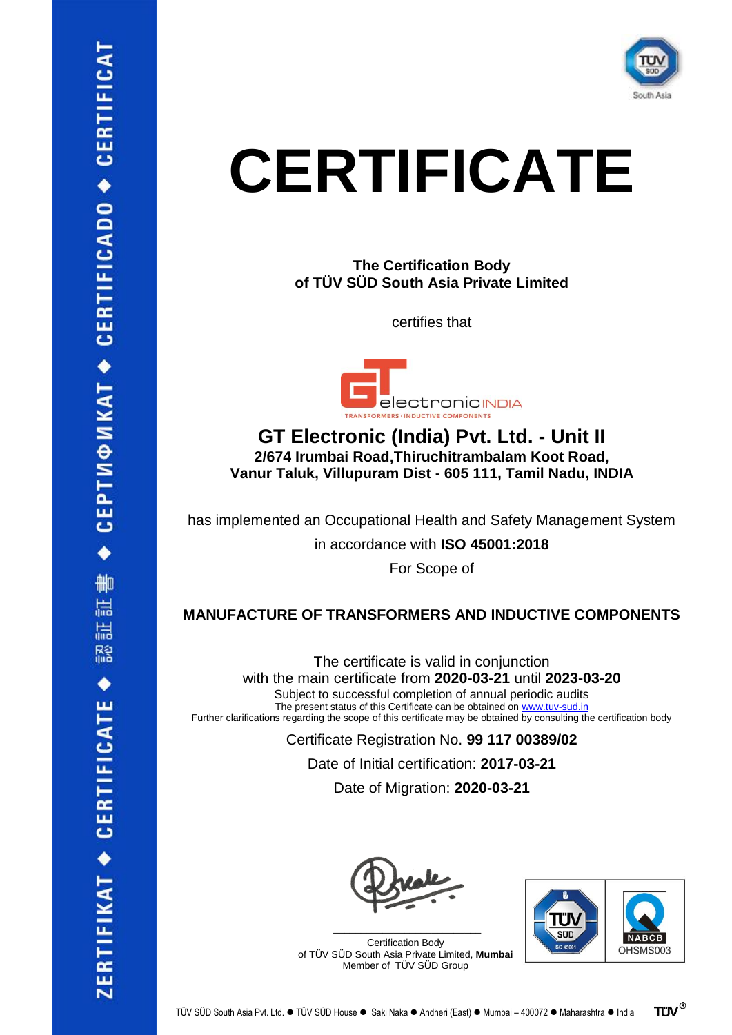# CERTIFICATE

**The Certification Body**
**of TÜV SÜD South Asia Private Limited**

certifies that

electronic INDIA
TRANSFORMERS • INDUCTIVE COMPONENTS

## GT Electronic (India) Pvt. Ltd. - Unit II

**2/674 Irumbai Road,Thiruchitrambalam Koot Road,**
**Vanur Taluk, Villupuram Dist - 605 111, Tamil Nadu, INDIA**

has implemented an Occupational Health and Safety Management System

in accordance with **ISO 45001:2018**

For Scope of

**MANUFACTURE OF TRANSFORMERS AND INDUCTIVE COMPONENTS**

The certificate is valid in conjunction
with the main certificate from **2020-03-21** until **2023-03-20**
Subject to successful completion of annual periodic audits
The present status of this Certificate can be obtained on www.tuv-sud.in
Further clarifications regarding the scope of this certificate may be obtained by consulting the certification body

Certificate Registration No. **99 117 00389/02**

Date of Initial certification: **2017-03-21**

Date of Migration: **2020-03-21**

Certification Body
of TÜV SÜD South Asia Private Limited, **Mumbai**
Member of TÜV SÜD Group

ISO 45001 NABCB OHSMS003

TÜV SÜD South Asia Pvt. Ltd. ● TÜV SÜD House ● Saki Naka ● Andheri (East) ● Mumbai – 400072 ● Maharashtra ● India

ZERTIFIKAT ◆ CERTIFICATE ◆ 認証証書 ◆ СЕРТИФИКАТ ◆ CERTIFICADO ◆ CERTIFICAT